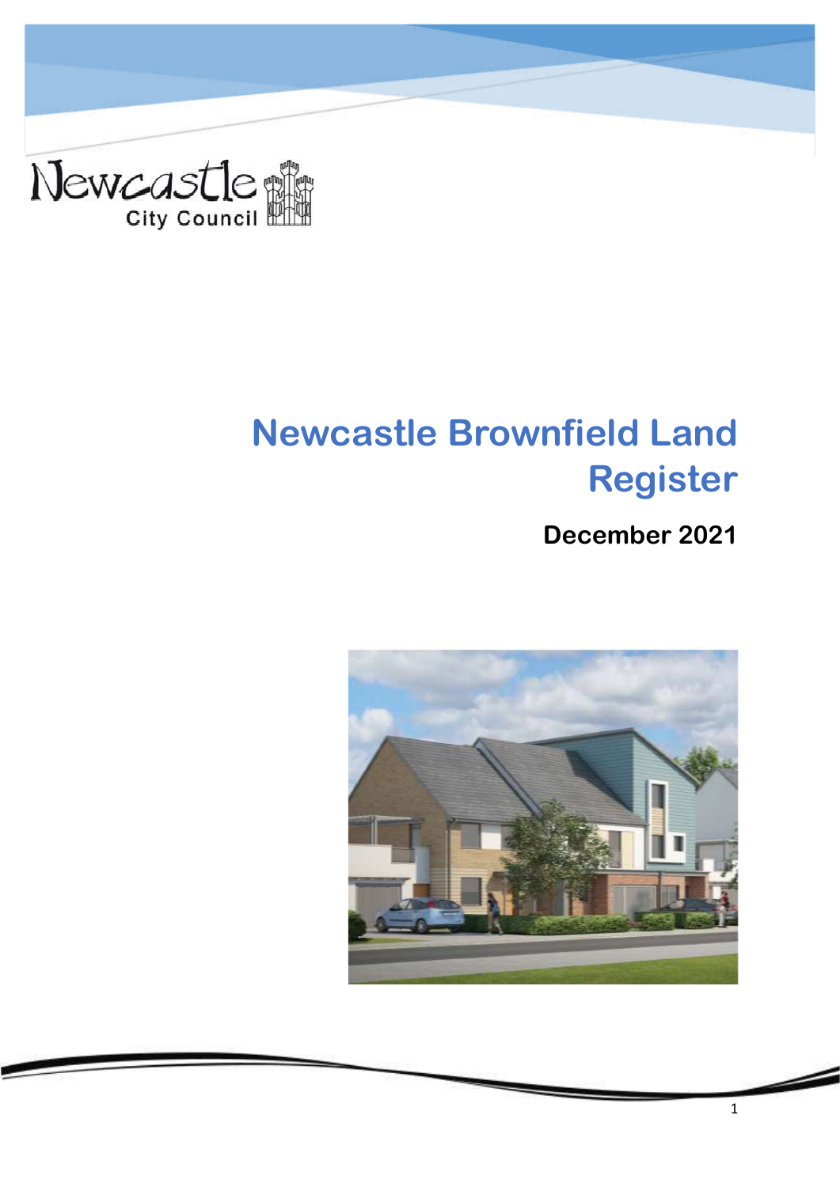Newcastle City Council

# Newcastle Brownfield Land Register

**December 2021**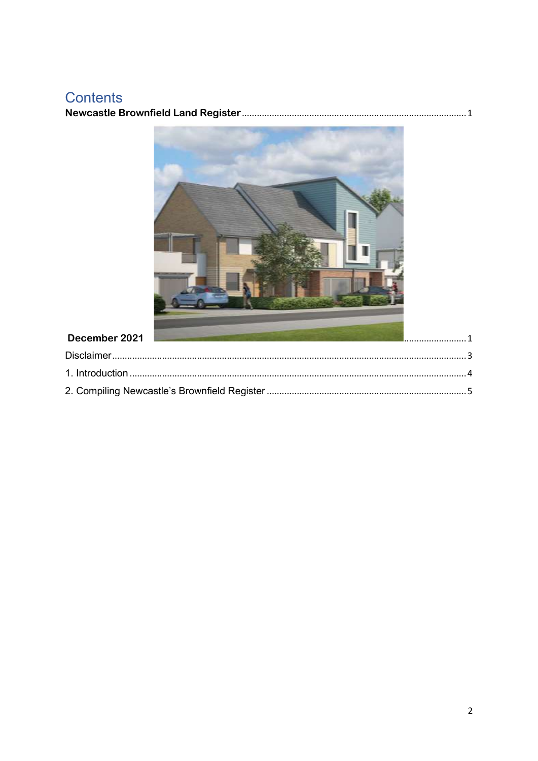# Contents

**Newcastle Brownfield Land Register** ........................................................................................ 1

**December 2021** ........................ 1

Disclaimer ........................................................................................................................................ 3

1. Introduction ................................................................................................................................ 4

2. Compiling Newcastle's Brownfield Register ............................................................................... 5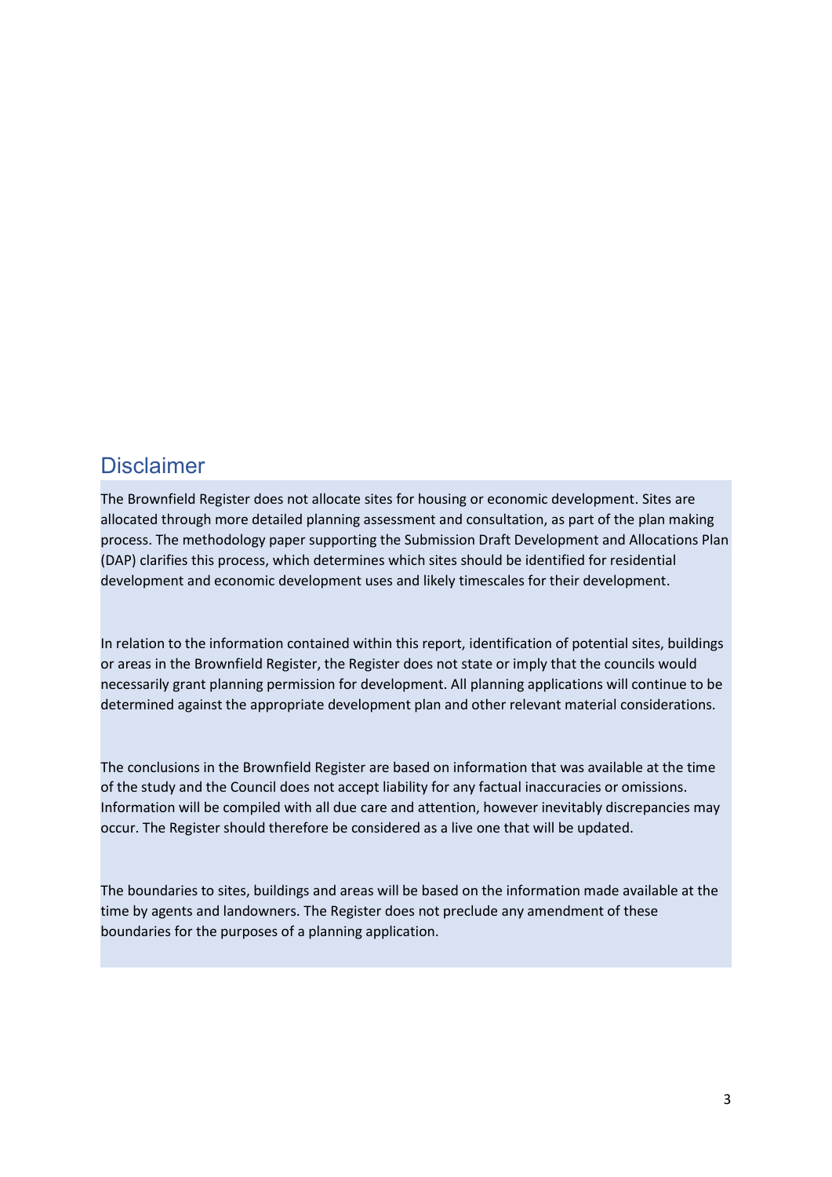## Disclaimer

The Brownfield Register does not allocate sites for housing or economic development. Sites are allocated through more detailed planning assessment and consultation, as part of the plan making process. The methodology paper supporting the Submission Draft Development and Allocations Plan (DAP) clarifies this process, which determines which sites should be identified for residential development and economic development uses and likely timescales for their development.

In relation to the information contained within this report, identification of potential sites, buildings or areas in the Brownfield Register, the Register does not state or imply that the councils would necessarily grant planning permission for development. All planning applications will continue to be determined against the appropriate development plan and other relevant material considerations.

The conclusions in the Brownfield Register are based on information that was available at the time of the study and the Council does not accept liability for any factual inaccuracies or omissions. Information will be compiled with all due care and attention, however inevitably discrepancies may occur. The Register should therefore be considered as a live one that will be updated.

The boundaries to sites, buildings and areas will be based on the information made available at the time by agents and landowners. The Register does not preclude any amendment of these boundaries for the purposes of a planning application.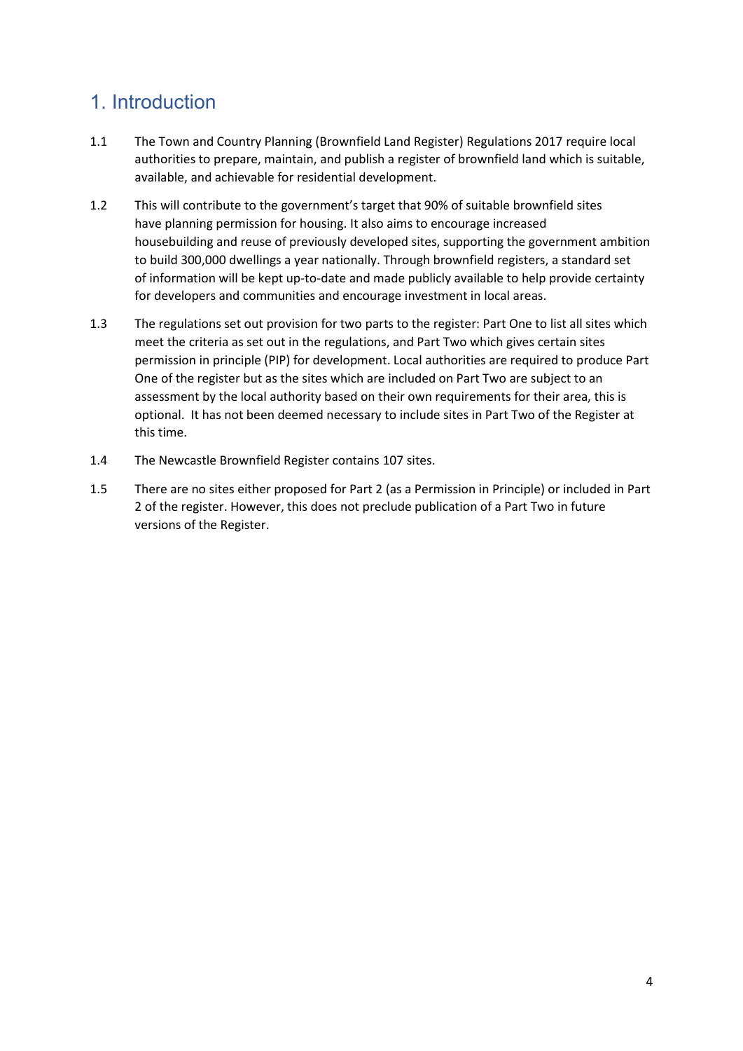# 1. Introduction

1.1 The Town and Country Planning (Brownfield Land Register) Regulations 2017 require local authorities to prepare, maintain, and publish a register of brownfield land which is suitable, available, and achievable for residential development.

1.2 This will contribute to the government's target that 90% of suitable brownfield sites have planning permission for housing. It also aims to encourage increased housebuilding and reuse of previously developed sites, supporting the government ambition to build 300,000 dwellings a year nationally. Through brownfield registers, a standard set of information will be kept up-to-date and made publicly available to help provide certainty for developers and communities and encourage investment in local areas.

1.3 The regulations set out provision for two parts to the register: Part One to list all sites which meet the criteria as set out in the regulations, and Part Two which gives certain sites permission in principle (PIP) for development. Local authorities are required to produce Part One of the register but as the sites which are included on Part Two are subject to an assessment by the local authority based on their own requirements for their area, this is optional. It has not been deemed necessary to include sites in Part Two of the Register at this time.

1.4 The Newcastle Brownfield Register contains 107 sites.

1.5 There are no sites either proposed for Part 2 (as a Permission in Principle) or included in Part 2 of the register. However, this does not preclude publication of a Part Two in future versions of the Register.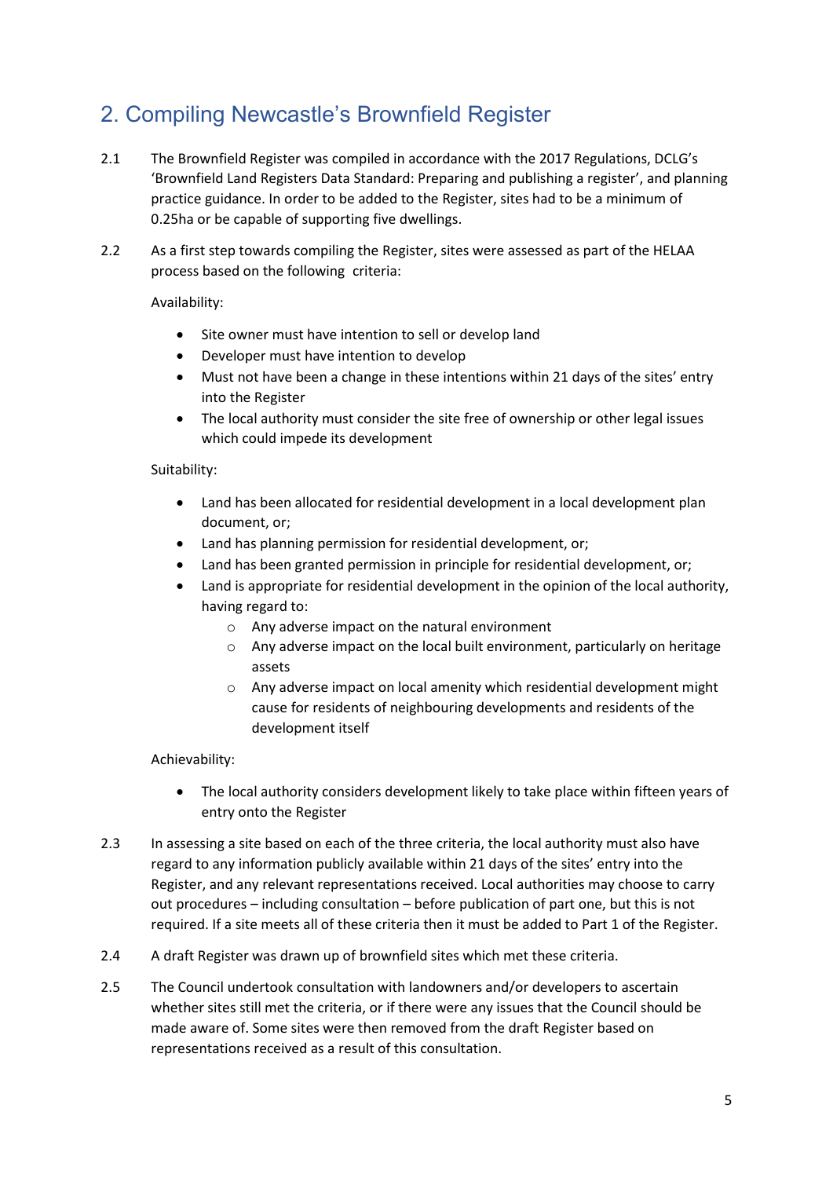## 2. Compiling Newcastle's Brownfield Register

2.1 The Brownfield Register was compiled in accordance with the 2017 Regulations, DCLG's 'Brownfield Land Registers Data Standard: Preparing and publishing a register', and planning practice guidance. In order to be added to the Register, sites had to be a minimum of 0.25ha or be capable of supporting five dwellings.

2.2 As a first step towards compiling the Register, sites were assessed as part of the HELAA process based on the following criteria:

Availability:

- Site owner must have intention to sell or develop land
- Developer must have intention to develop
- Must not have been a change in these intentions within 21 days of the sites' entry into the Register
- The local authority must consider the site free of ownership or other legal issues which could impede its development

Suitability:

- Land has been allocated for residential development in a local development plan document, or;
- Land has planning permission for residential development, or;
- Land has been granted permission in principle for residential development, or;
- Land is appropriate for residential development in the opinion of the local authority, having regard to:
    - Any adverse impact on the natural environment
    - Any adverse impact on the local built environment, particularly on heritage assets
    - Any adverse impact on local amenity which residential development might cause for residents of neighbouring developments and residents of the development itself

Achievability:

- The local authority considers development likely to take place within fifteen years of entry onto the Register

2.3 In assessing a site based on each of the three criteria, the local authority must also have regard to any information publicly available within 21 days of the sites' entry into the Register, and any relevant representations received. Local authorities may choose to carry out procedures – including consultation – before publication of part one, but this is not required. If a site meets all of these criteria then it must be added to Part 1 of the Register.

2.4 A draft Register was drawn up of brownfield sites which met these criteria.

2.5 The Council undertook consultation with landowners and/or developers to ascertain whether sites still met the criteria, or if there were any issues that the Council should be made aware of. Some sites were then removed from the draft Register based on representations received as a result of this consultation.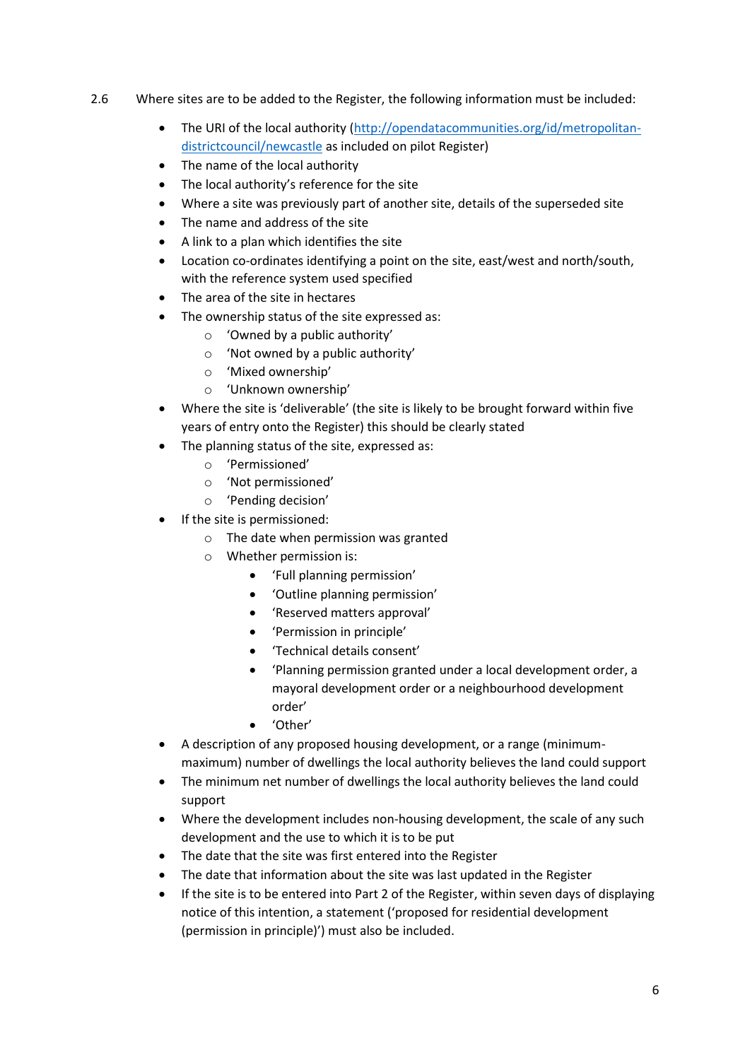2.6 Where sites are to be added to the Register, the following information must be included:

- The URI of the local authority ([http://opendatacommunities.org/id/metropolitan-districtcouncil/newcastle](http://opendatacommunities.org/id/metropolitan-districtcouncil/newcastle) as included on pilot Register)
- The name of the local authority
- The local authority's reference for the site
- Where a site was previously part of another site, details of the superseded site
- The name and address of the site
- A link to a plan which identifies the site
- Location co-ordinates identifying a point on the site, east/west and north/south, with the reference system used specified
- The area of the site in hectares
- The ownership status of the site expressed as:
  - 'Owned by a public authority'
  - 'Not owned by a public authority'
  - 'Mixed ownership'
  - 'Unknown ownership'
- Where the site is 'deliverable' (the site is likely to be brought forward within five years of entry onto the Register) this should be clearly stated
- The planning status of the site, expressed as:
  - 'Permissioned'
  - 'Not permissioned'
  - 'Pending decision'
- If the site is permissioned:
  - The date when permission was granted
  - Whether permission is:
    - 'Full planning permission'
    - 'Outline planning permission'
    - 'Reserved matters approval'
    - 'Permission in principle'
    - 'Technical details consent'
    - 'Planning permission granted under a local development order, a mayoral development order or a neighbourhood development order'
    - 'Other'
- A description of any proposed housing development, or a range (minimum-maximum) number of dwellings the local authority believes the land could support
- The minimum net number of dwellings the local authority believes the land could support
- Where the development includes non-housing development, the scale of any such development and the use to which it is to be put
- The date that the site was first entered into the Register
- The date that information about the site was last updated in the Register
- If the site is to be entered into Part 2 of the Register, within seven days of displaying notice of this intention, a statement ('proposed for residential development (permission in principle)') must also be included.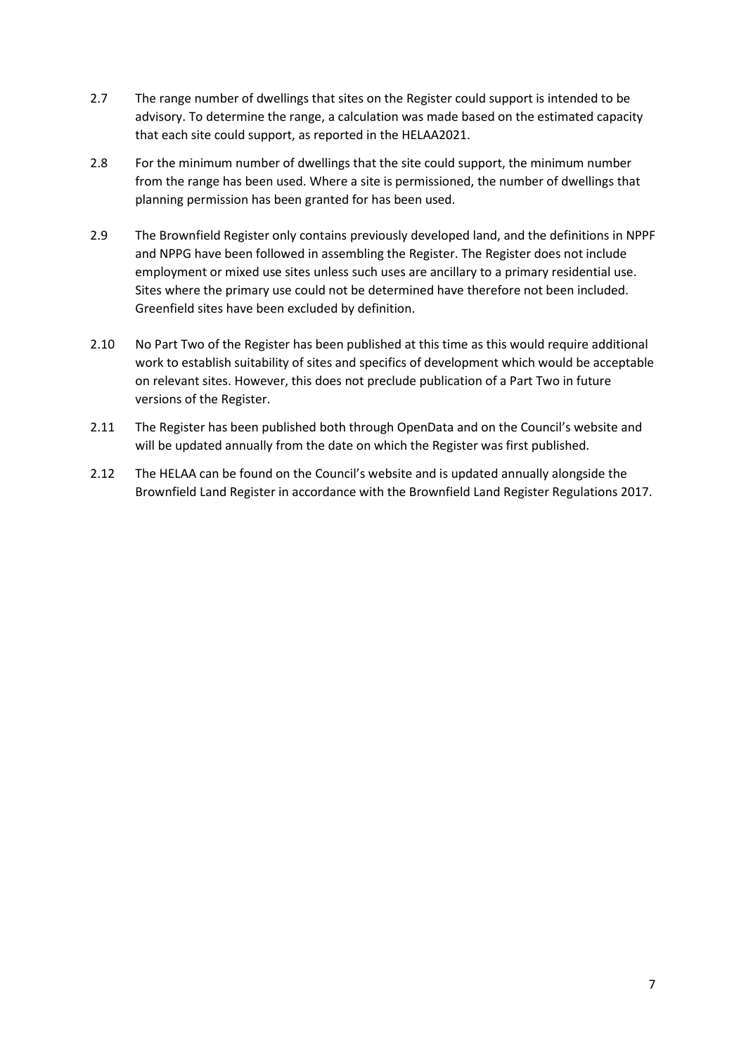2.7 The range number of dwellings that sites on the Register could support is intended to be advisory. To determine the range, a calculation was made based on the estimated capacity that each site could support, as reported in the HELAA2021.

2.8 For the minimum number of dwellings that the site could support, the minimum number from the range has been used. Where a site is permissioned, the number of dwellings that planning permission has been granted for has been used.

2.9 The Brownfield Register only contains previously developed land, and the definitions in NPPF and NPPG have been followed in assembling the Register. The Register does not include employment or mixed use sites unless such uses are ancillary to a primary residential use. Sites where the primary use could not be determined have therefore not been included. Greenfield sites have been excluded by definition.

2.10 No Part Two of the Register has been published at this time as this would require additional work to establish suitability of sites and specifics of development which would be acceptable on relevant sites. However, this does not preclude publication of a Part Two in future versions of the Register.

2.11 The Register has been published both through OpenData and on the Council's website and will be updated annually from the date on which the Register was first published.

2.12 The HELAA can be found on the Council's website and is updated annually alongside the Brownfield Land Register in accordance with the Brownfield Land Register Regulations 2017.